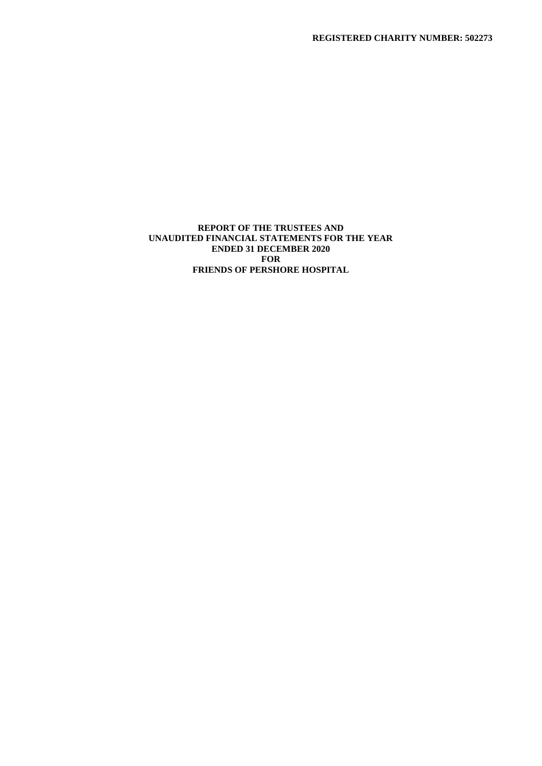**REGISTERED CHARITY NUMBER: 502273**

# REPORT OF THE TRUSTEES AND UNAUDITED FINANCIAL STATEMENTS FOR THE YEAR ENDED 31 DECEMBER 2020 FOR FRIENDS OF PERSHORE HOSPITAL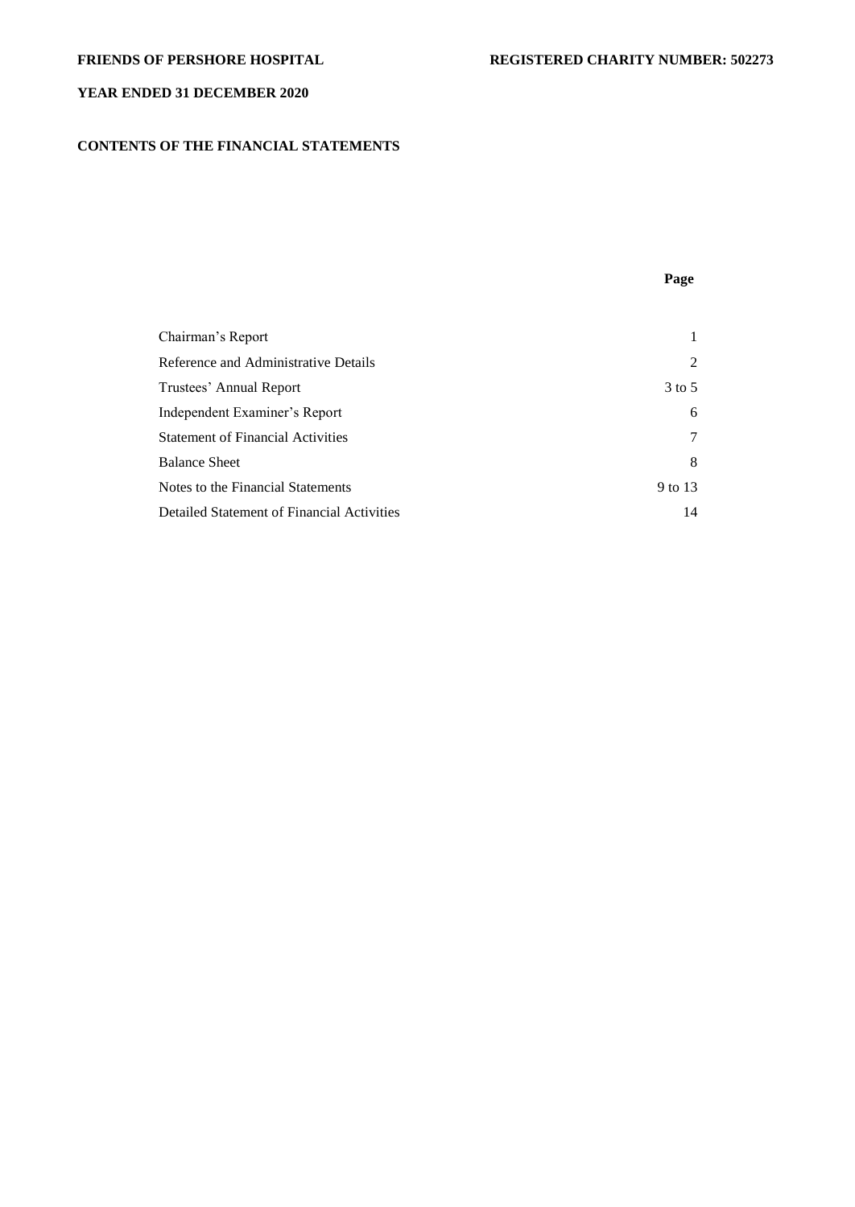**FRIENDS OF PERSHORE HOSPITAL** **REGISTERED CHARITY NUMBER: 502273**

**YEAR ENDED 31 DECEMBER 2020**

## CONTENTS OF THE FINANCIAL STATEMENTS

| | Page |
|---|---|
| Chairman's Report | 1 |
| Reference and Administrative Details | 2 |
| Trustees' Annual Report | 3 to 5 |
| Independent Examiner's Report | 6 |
| Statement of Financial Activities | 7 |
| Balance Sheet | 8 |
| Notes to the Financial Statements | 9 to 13 |
| Detailed Statement of Financial Activities | 14 |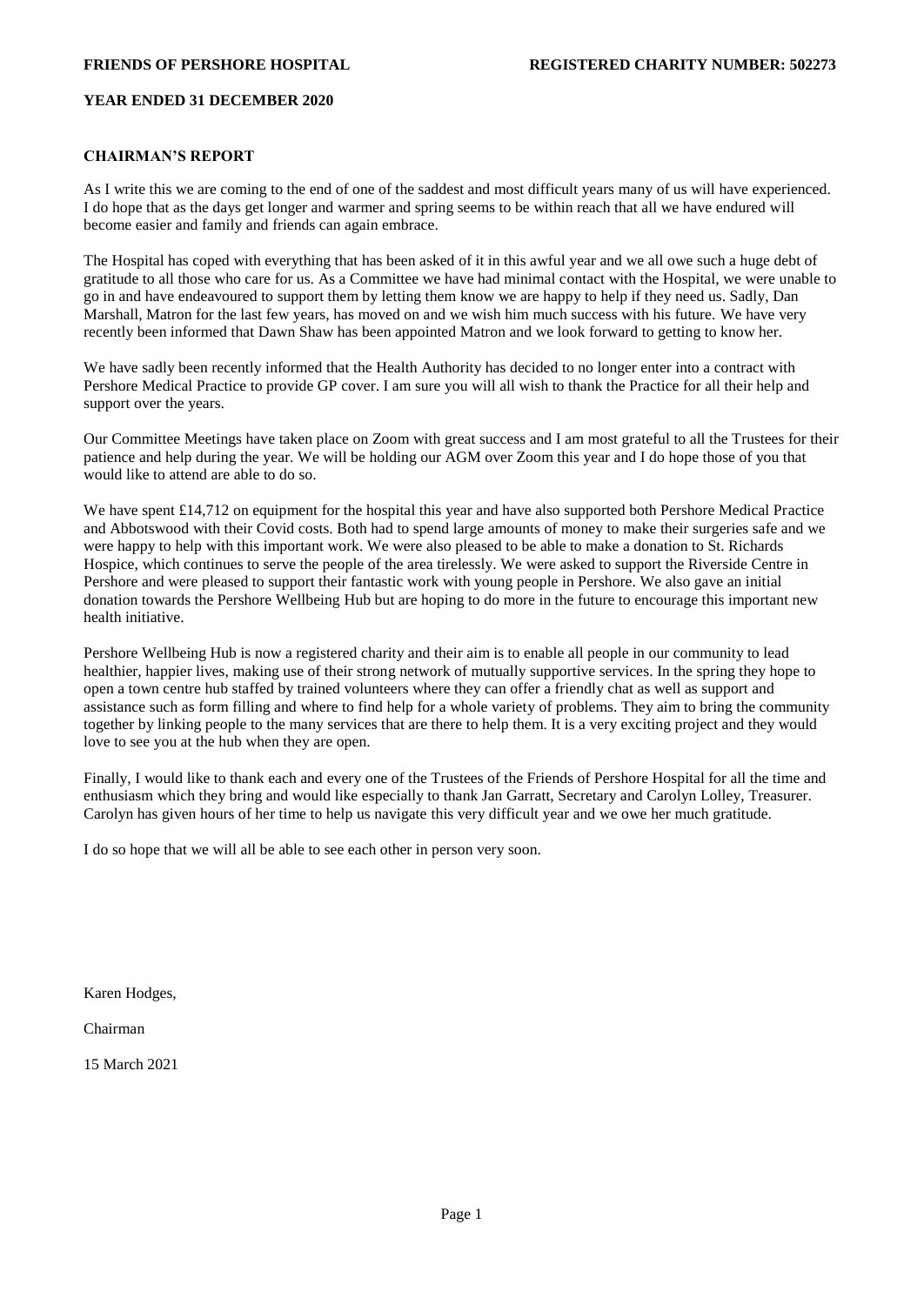**FRIENDS OF PERSHORE HOSPITAL** **REGISTERED CHARITY NUMBER: 502273**

**YEAR ENDED 31 DECEMBER 2020**

## CHAIRMAN'S REPORT

As I write this we are coming to the end of one of the saddest and most difficult years many of us will have experienced. I do hope that as the days get longer and warmer and spring seems to be within reach that all we have endured will become easier and family and friends can again embrace.

The Hospital has coped with everything that has been asked of it in this awful year and we all owe such a huge debt of gratitude to all those who care for us. As a Committee we have had minimal contact with the Hospital, we were unable to go in and have endeavoured to support them by letting them know we are happy to help if they need us. Sadly, Dan Marshall, Matron for the last few years, has moved on and we wish him much success with his future. We have very recently been informed that Dawn Shaw has been appointed Matron and we look forward to getting to know her.

We have sadly been recently informed that the Health Authority has decided to no longer enter into a contract with Pershore Medical Practice to provide GP cover. I am sure you will all wish to thank the Practice for all their help and support over the years.

Our Committee Meetings have taken place on Zoom with great success and I am most grateful to all the Trustees for their patience and help during the year. We will be holding our AGM over Zoom this year and I do hope those of you that would like to attend are able to do so.

We have spent £14,712 on equipment for the hospital this year and have also supported both Pershore Medical Practice and Abbotswood with their Covid costs. Both had to spend large amounts of money to make their surgeries safe and we were happy to help with this important work. We were also pleased to be able to make a donation to St. Richards Hospice, which continues to serve the people of the area tirelessly. We were asked to support the Riverside Centre in Pershore and were pleased to support their fantastic work with young people in Pershore. We also gave an initial donation towards the Pershore Wellbeing Hub but are hoping to do more in the future to encourage this important new health initiative.

Pershore Wellbeing Hub is now a registered charity and their aim is to enable all people in our community to lead healthier, happier lives, making use of their strong network of mutually supportive services. In the spring they hope to open a town centre hub staffed by trained volunteers where they can offer a friendly chat as well as support and assistance such as form filling and where to find help for a whole variety of problems. They aim to bring the community together by linking people to the many services that are there to help them. It is a very exciting project and they would love to see you at the hub when they are open.

Finally, I would like to thank each and every one of the Trustees of the Friends of Pershore Hospital for all the time and enthusiasm which they bring and would like especially to thank Jan Garratt, Secretary and Carolyn Lolley, Treasurer. Carolyn has given hours of her time to help us navigate this very difficult year and we owe her much gratitude.

I do so hope that we will all be able to see each other in person very soon.

Karen Hodges,

Chairman

15 March 2021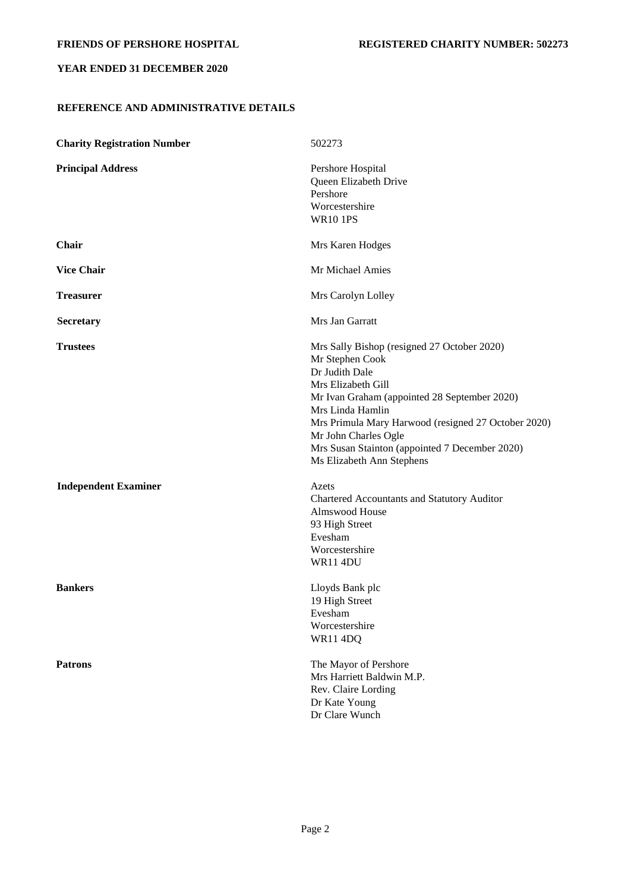## REFERENCE AND ADMINISTRATIVE DETAILS

| | |
|---|---|
| **Charity Registration Number** | 502273 |
| **Principal Address** | Pershore Hospital<br>Queen Elizabeth Drive<br>Pershore<br>Worcestershire<br>WR10 1PS |
| **Chair** | Mrs Karen Hodges |
| **Vice Chair** | Mr Michael Amies |
| **Treasurer** | Mrs Carolyn Lolley |
| **Secretary** | Mrs Jan Garratt |
| **Trustees** | Mrs Sally Bishop (resigned 27 October 2020)<br>Mr Stephen Cook<br>Dr Judith Dale<br>Mrs Elizabeth Gill<br>Mr Ivan Graham (appointed 28 September 2020)<br>Mrs Linda Hamlin<br>Mrs Primula Mary Harwood (resigned 27 October 2020)<br>Mr John Charles Ogle<br>Mrs Susan Stainton (appointed 7 December 2020)<br>Ms Elizabeth Ann Stephens |
| **Independent Examiner** | Azets<br>Chartered Accountants and Statutory Auditor<br>Almswood House<br>93 High Street<br>Evesham<br>Worcestershire<br>WR11 4DU |
| **Bankers** | Lloyds Bank plc<br>19 High Street<br>Evesham<br>Worcestershire<br>WR11 4DQ |
| **Patrons** | The Mayor of Pershore<br>Mrs Harriett Baldwin M.P.<br>Rev. Claire Lording<br>Dr Kate Young<br>Dr Clare Wunch |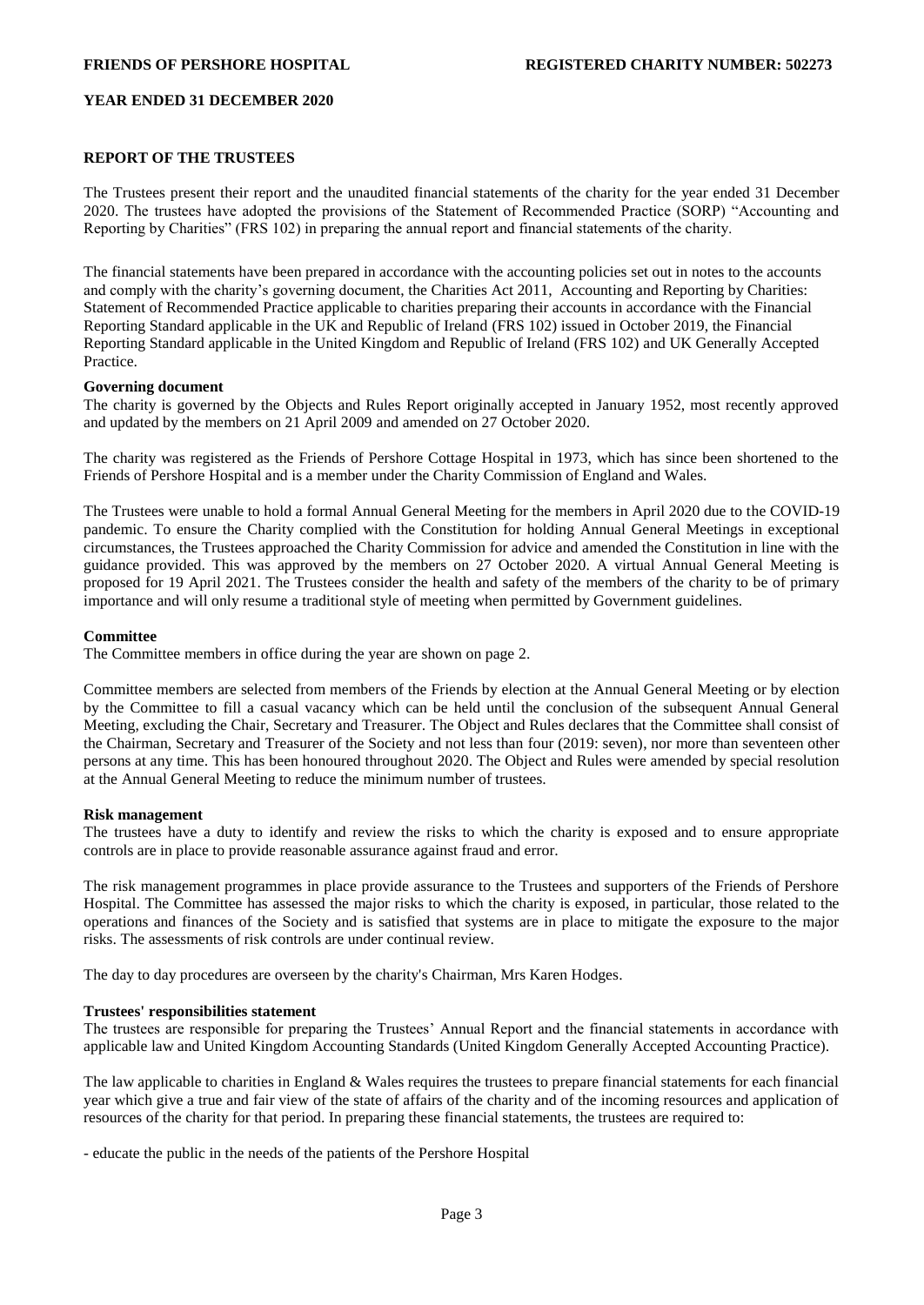**FRIENDS OF PERSHORE HOSPITAL** **REGISTERED CHARITY NUMBER: 502273**

**YEAR ENDED 31 DECEMBER 2020**

## REPORT OF THE TRUSTEES

The Trustees present their report and the unaudited financial statements of the charity for the year ended 31 December 2020. The trustees have adopted the provisions of the Statement of Recommended Practice (SORP) "Accounting and Reporting by Charities" (FRS 102) in preparing the annual report and financial statements of the charity.

The financial statements have been prepared in accordance with the accounting policies set out in notes to the accounts and comply with the charity's governing document, the Charities Act 2011, Accounting and Reporting by Charities: Statement of Recommended Practice applicable to charities preparing their accounts in accordance with the Financial Reporting Standard applicable in the UK and Republic of Ireland (FRS 102) issued in October 2019, the Financial Reporting Standard applicable in the United Kingdom and Republic of Ireland (FRS 102) and UK Generally Accepted Practice.

### Governing document

The charity is governed by the Objects and Rules Report originally accepted in January 1952, most recently approved and updated by the members on 21 April 2009 and amended on 27 October 2020.

The charity was registered as the Friends of Pershore Cottage Hospital in 1973, which has since been shortened to the Friends of Pershore Hospital and is a member under the Charity Commission of England and Wales.

The Trustees were unable to hold a formal Annual General Meeting for the members in April 2020 due to the COVID-19 pandemic. To ensure the Charity complied with the Constitution for holding Annual General Meetings in exceptional circumstances, the Trustees approached the Charity Commission for advice and amended the Constitution in line with the guidance provided. This was approved by the members on 27 October 2020. A virtual Annual General Meeting is proposed for 19 April 2021. The Trustees consider the health and safety of the members of the charity to be of primary importance and will only resume a traditional style of meeting when permitted by Government guidelines.

### Committee

The Committee members in office during the year are shown on page 2.

Committee members are selected from members of the Friends by election at the Annual General Meeting or by election by the Committee to fill a casual vacancy which can be held until the conclusion of the subsequent Annual General Meeting, excluding the Chair, Secretary and Treasurer. The Object and Rules declares that the Committee shall consist of the Chairman, Secretary and Treasurer of the Society and not less than four (2019: seven), nor more than seventeen other persons at any time. This has been honoured throughout 2020. The Object and Rules were amended by special resolution at the Annual General Meeting to reduce the minimum number of trustees.

### Risk management

The trustees have a duty to identify and review the risks to which the charity is exposed and to ensure appropriate controls are in place to provide reasonable assurance against fraud and error.

The risk management programmes in place provide assurance to the Trustees and supporters of the Friends of Pershore Hospital. The Committee has assessed the major risks to which the charity is exposed, in particular, those related to the operations and finances of the Society and is satisfied that systems are in place to mitigate the exposure to the major risks. The assessments of risk controls are under continual review.

The day to day procedures are overseen by the charity's Chairman, Mrs Karen Hodges.

### Trustees' responsibilities statement

The trustees are responsible for preparing the Trustees' Annual Report and the financial statements in accordance with applicable law and United Kingdom Accounting Standards (United Kingdom Generally Accepted Accounting Practice).

The law applicable to charities in England & Wales requires the trustees to prepare financial statements for each financial year which give a true and fair view of the state of affairs of the charity and of the incoming resources and application of resources of the charity for that period. In preparing these financial statements, the trustees are required to:

- educate the public in the needs of the patients of the Pershore Hospital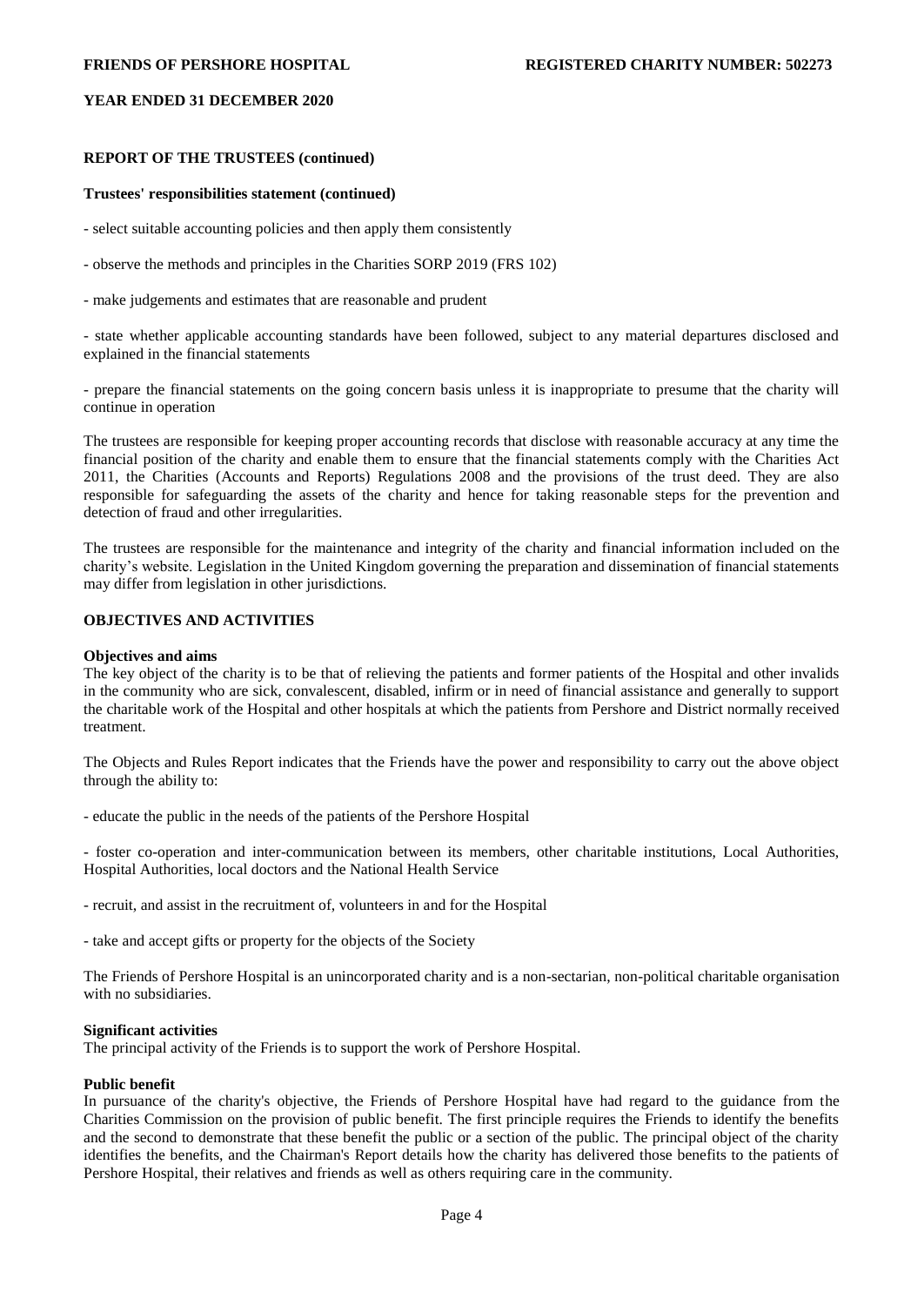## REPORT OF THE TRUSTEES (continued)

### Trustees' responsibilities statement (continued)

- select suitable accounting policies and then apply them consistently

- observe the methods and principles in the Charities SORP 2019 (FRS 102)

- make judgements and estimates that are reasonable and prudent

- state whether applicable accounting standards have been followed, subject to any material departures disclosed and explained in the financial statements

- prepare the financial statements on the going concern basis unless it is inappropriate to presume that the charity will continue in operation

The trustees are responsible for keeping proper accounting records that disclose with reasonable accuracy at any time the financial position of the charity and enable them to ensure that the financial statements comply with the Charities Act 2011, the Charities (Accounts and Reports) Regulations 2008 and the provisions of the trust deed. They are also responsible for safeguarding the assets of the charity and hence for taking reasonable steps for the prevention and detection of fraud and other irregularities.

The trustees are responsible for the maintenance and integrity of the charity and financial information included on the charity's website. Legislation in the United Kingdom governing the preparation and dissemination of financial statements may differ from legislation in other jurisdictions.

## OBJECTIVES AND ACTIVITIES

### Objectives and aims

The key object of the charity is to be that of relieving the patients and former patients of the Hospital and other invalids in the community who are sick, convalescent, disabled, infirm or in need of financial assistance and generally to support the charitable work of the Hospital and other hospitals at which the patients from Pershore and District normally received treatment.

The Objects and Rules Report indicates that the Friends have the power and responsibility to carry out the above object through the ability to:

- educate the public in the needs of the patients of the Pershore Hospital

- foster co-operation and inter-communication between its members, other charitable institutions, Local Authorities, Hospital Authorities, local doctors and the National Health Service

- recruit, and assist in the recruitment of, volunteers in and for the Hospital

- take and accept gifts or property for the objects of the Society

The Friends of Pershore Hospital is an unincorporated charity and is a non-sectarian, non-political charitable organisation with no subsidiaries.

### Significant activities

The principal activity of the Friends is to support the work of Pershore Hospital.

### Public benefit

In pursuance of the charity's objective, the Friends of Pershore Hospital have had regard to the guidance from the Charities Commission on the provision of public benefit. The first principle requires the Friends to identify the benefits and the second to demonstrate that these benefit the public or a section of the public. The principal object of the charity identifies the benefits, and the Chairman's Report details how the charity has delivered those benefits to the patients of Pershore Hospital, their relatives and friends as well as others requiring care in the community.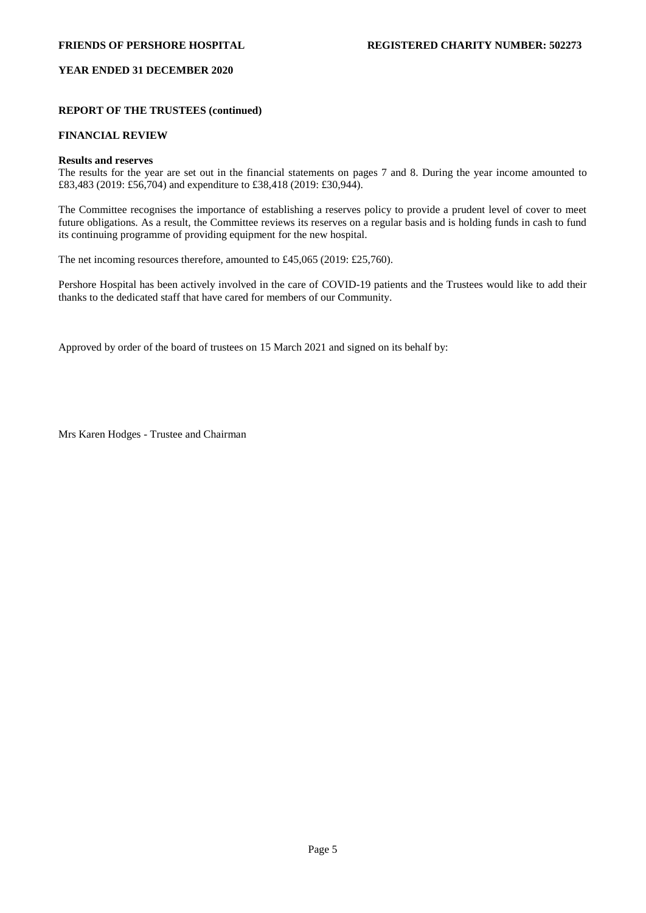## REPORT OF THE TRUSTEES (continued)

### FINANCIAL REVIEW

**Results and reserves**

The results for the year are set out in the financial statements on pages 7 and 8. During the year income amounted to £83,483 (2019: £56,704) and expenditure to £38,418 (2019: £30,944).

The Committee recognises the importance of establishing a reserves policy to provide a prudent level of cover to meet future obligations. As a result, the Committee reviews its reserves on a regular basis and is holding funds in cash to fund its continuing programme of providing equipment for the new hospital.

The net incoming resources therefore, amounted to £45,065 (2019: £25,760).

Pershore Hospital has been actively involved in the care of COVID-19 patients and the Trustees would like to add their thanks to the dedicated staff that have cared for members of our Community.

Approved by order of the board of trustees on 15 March 2021 and signed on its behalf by:

Mrs Karen Hodges - Trustee and Chairman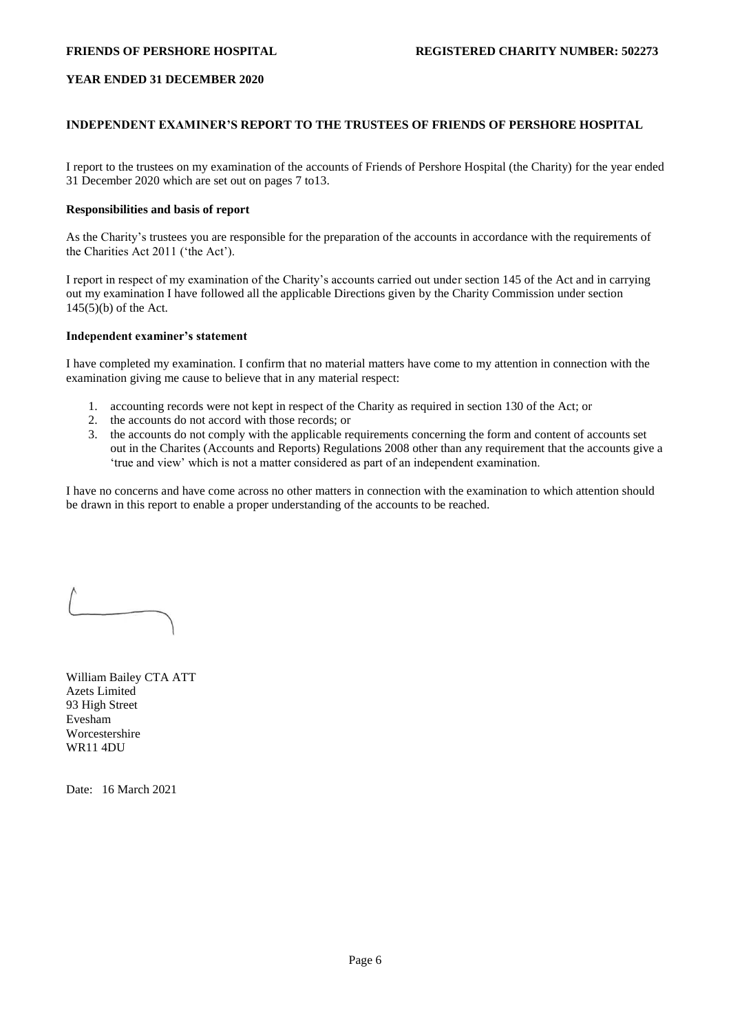**FRIENDS OF PERSHORE HOSPITAL** **REGISTERED CHARITY NUMBER: 502273**

**YEAR ENDED 31 DECEMBER 2020**

## INDEPENDENT EXAMINER'S REPORT TO THE TRUSTEES OF FRIENDS OF PERSHORE HOSPITAL

I report to the trustees on my examination of the accounts of Friends of Pershore Hospital (the Charity) for the year ended 31 December 2020 which are set out on pages 7 to13.

### Responsibilities and basis of report

As the Charity's trustees you are responsible for the preparation of the accounts in accordance with the requirements of the Charities Act 2011 ('the Act').

I report in respect of my examination of the Charity's accounts carried out under section 145 of the Act and in carrying out my examination I have followed all the applicable Directions given by the Charity Commission under section 145(5)(b) of the Act.

### Independent examiner's statement

I have completed my examination. I confirm that no material matters have come to my attention in connection with the examination giving me cause to believe that in any material respect:

1. accounting records were not kept in respect of the Charity as required in section 130 of the Act; or
2. the accounts do not accord with those records; or
3. the accounts do not comply with the applicable requirements concerning the form and content of accounts set out in the Charites (Accounts and Reports) Regulations 2008 other than any requirement that the accounts give a 'true and view' which is not a matter considered as part of an independent examination.

I have no concerns and have come across no other matters in connection with the examination to which attention should be drawn in this report to enable a proper understanding of the accounts to be reached.

William Bailey CTA ATT
Azets Limited
93 High Street
Evesham
Worcestershire
WR11 4DU

Date: 16 March 2021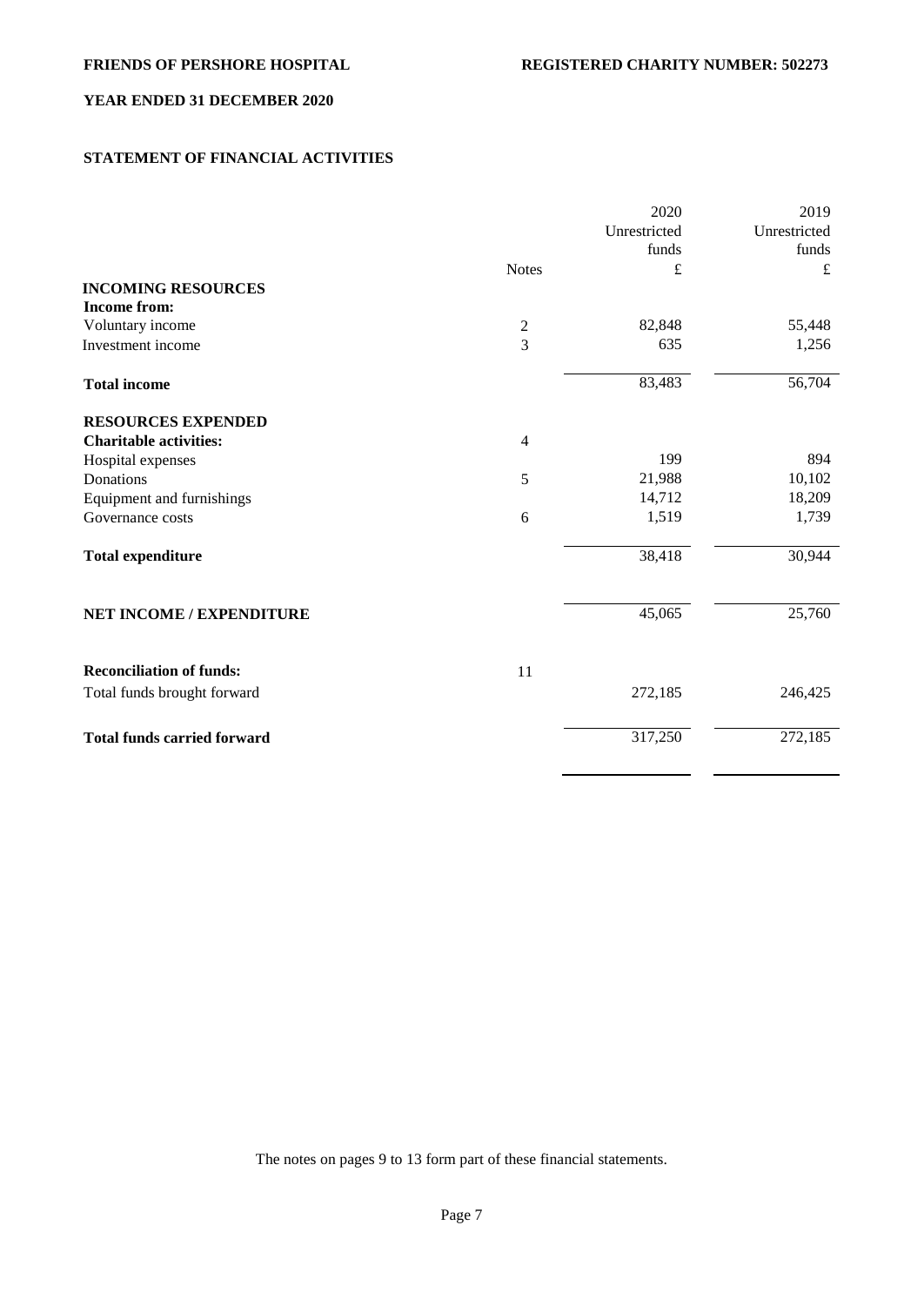**FRIENDS OF PERSHORE HOSPITAL** **REGISTERED CHARITY NUMBER: 502273**

**YEAR ENDED 31 DECEMBER 2020**

**STATEMENT OF FINANCIAL ACTIVITIES**

| | Notes | 2020 Unrestricted funds £ | 2019 Unrestricted funds £ |
|---|---|---|---|
| **INCOMING RESOURCES** | | | |
| **Income from:** | | | |
| Voluntary income | 2 | 82,848 | 55,448 |
| Investment income | 3 | 635 | 1,256 |
| **Total income** | | 83,483 | 56,704 |
| **RESOURCES EXPENDED** | | | |
| **Charitable activities:** | 4 | | |
| Hospital expenses | | 199 | 894 |
| Donations | 5 | 21,988 | 10,102 |
| Equipment and furnishings | | 14,712 | 18,209 |
| Governance costs | 6 | 1,519 | 1,739 |
| **Total expenditure** | | 38,418 | 30,944 |
| **NET INCOME / EXPENDITURE** | | 45,065 | 25,760 |
| **Reconciliation of funds:** | 11 | | |
| Total funds brought forward | | 272,185 | 246,425 |
| **Total funds carried forward** | | 317,250 | 272,185 |

The notes on pages 9 to 13 form part of these financial statements.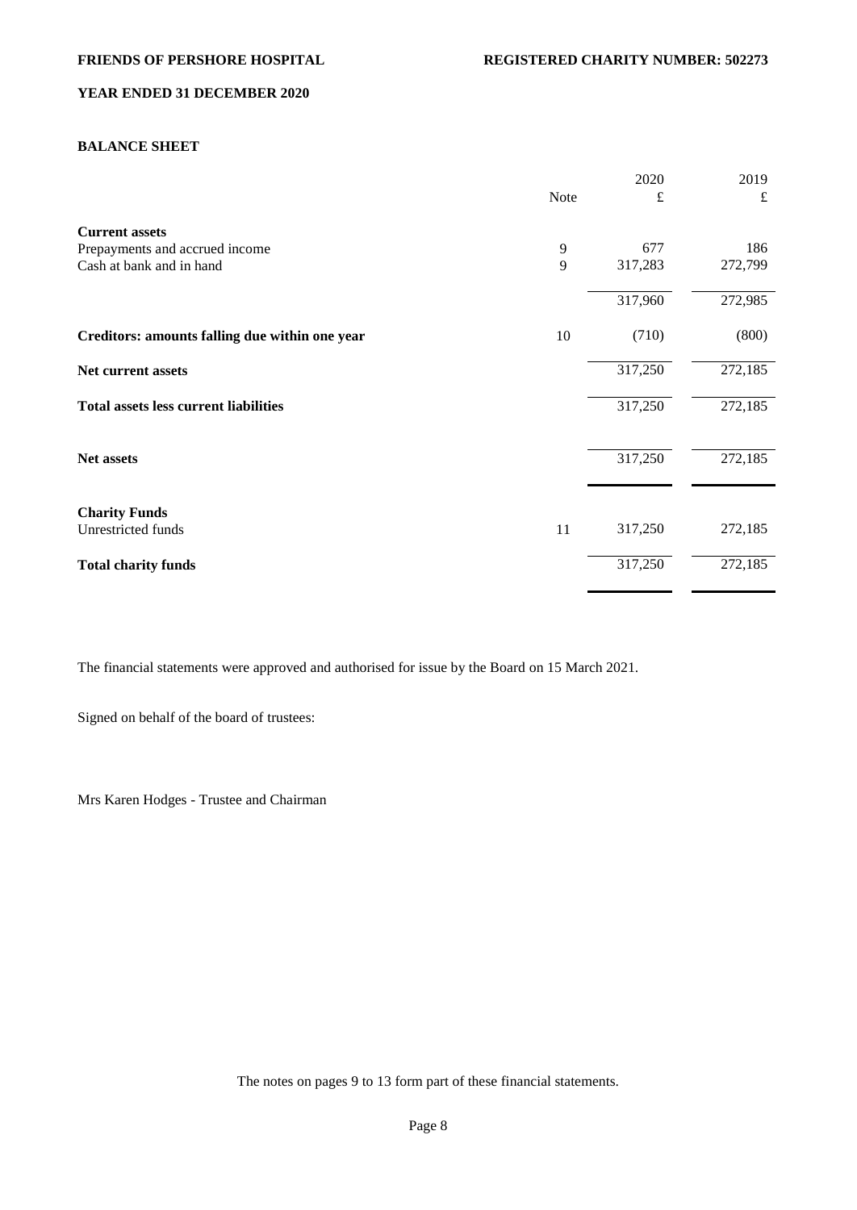**FRIENDS OF PERSHORE HOSPITAL** **REGISTERED CHARITY NUMBER: 502273**

**YEAR ENDED 31 DECEMBER 2020**

## BALANCE SHEET

| | Note | 2020 £ | 2019 £ |
|---|---|---|---|
| **Current assets** | | | |
| Prepayments and accrued income | 9 | 677 | 186 |
| Cash at bank and in hand | 9 | 317,283 | 272,799 |
| | | 317,960 | 272,985 |
| **Creditors: amounts falling due within one year** | 10 | (710) | (800) |
| **Net current assets** | | 317,250 | 272,185 |
| **Total assets less current liabilities** | | 317,250 | 272,185 |
| **Net assets** | | 317,250 | 272,185 |
| **Charity Funds** | | | |
| Unrestricted funds | 11 | 317,250 | 272,185 |
| **Total charity funds** | | 317,250 | 272,185 |

The financial statements were approved and authorised for issue by the Board on 15 March 2021.

Signed on behalf of the board of trustees:

Mrs Karen Hodges - Trustee and Chairman

The notes on pages 9 to 13 form part of these financial statements.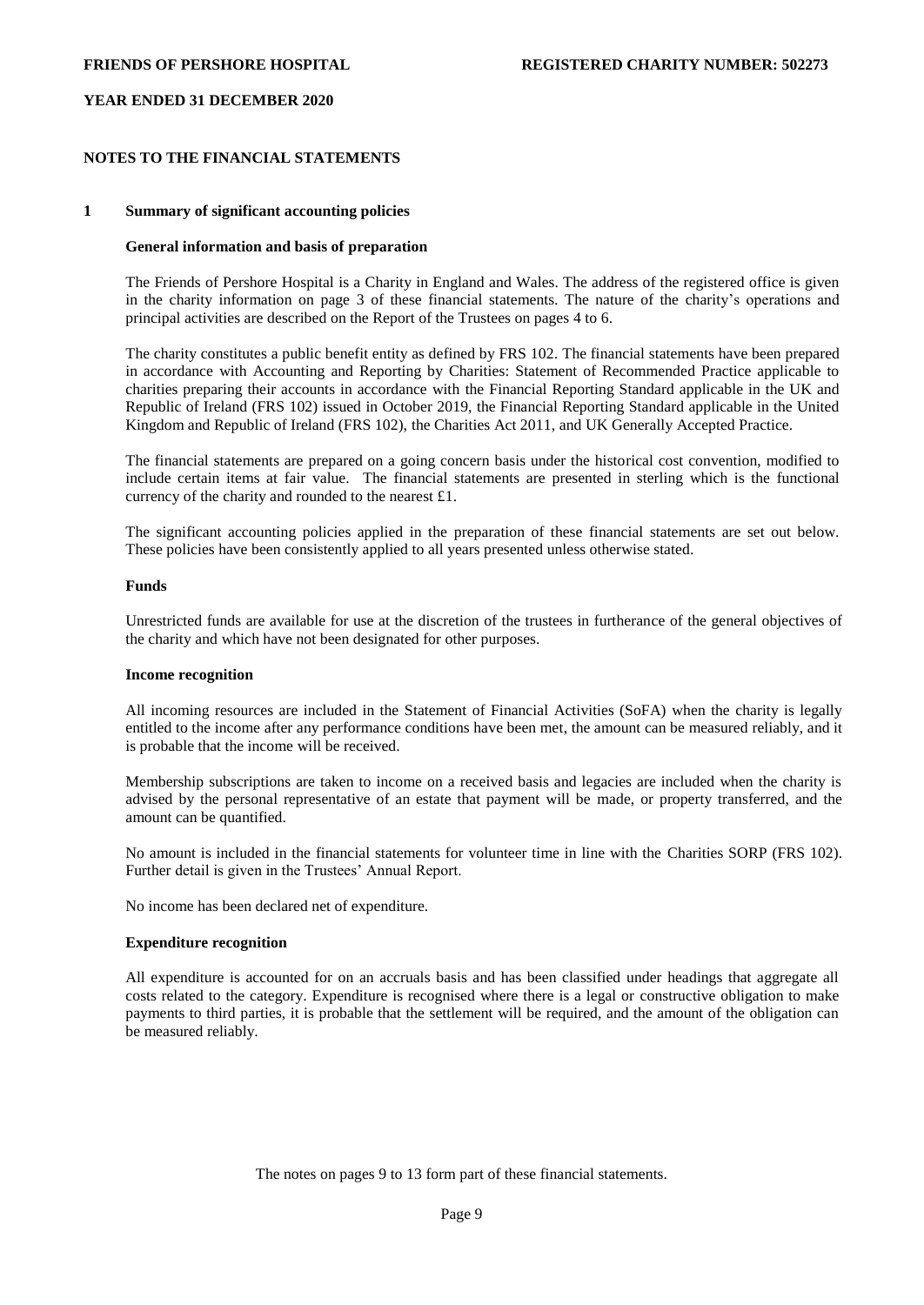## NOTES TO THE FINANCIAL STATEMENTS

### 1 Summary of significant accounting policies

#### General information and basis of preparation

The Friends of Pershore Hospital is a Charity in England and Wales. The address of the registered office is given in the charity information on page 3 of these financial statements. The nature of the charity's operations and principal activities are described on the Report of the Trustees on pages 4 to 6.

The charity constitutes a public benefit entity as defined by FRS 102. The financial statements have been prepared in accordance with Accounting and Reporting by Charities: Statement of Recommended Practice applicable to charities preparing their accounts in accordance with the Financial Reporting Standard applicable in the UK and Republic of Ireland (FRS 102) issued in October 2019, the Financial Reporting Standard applicable in the United Kingdom and Republic of Ireland (FRS 102), the Charities Act 2011, and UK Generally Accepted Practice.

The financial statements are prepared on a going concern basis under the historical cost convention, modified to include certain items at fair value. The financial statements are presented in sterling which is the functional currency of the charity and rounded to the nearest £1.

The significant accounting policies applied in the preparation of these financial statements are set out below. These policies have been consistently applied to all years presented unless otherwise stated.

#### Funds

Unrestricted funds are available for use at the discretion of the trustees in furtherance of the general objectives of the charity and which have not been designated for other purposes.

#### Income recognition

All incoming resources are included in the Statement of Financial Activities (SoFA) when the charity is legally entitled to the income after any performance conditions have been met, the amount can be measured reliably, and it is probable that the income will be received.

Membership subscriptions are taken to income on a received basis and legacies are included when the charity is advised by the personal representative of an estate that payment will be made, or property transferred, and the amount can be quantified.

No amount is included in the financial statements for volunteer time in line with the Charities SORP (FRS 102). Further detail is given in the Trustees' Annual Report.

No income has been declared net of expenditure.

#### Expenditure recognition

All expenditure is accounted for on an accruals basis and has been classified under headings that aggregate all costs related to the category. Expenditure is recognised where there is a legal or constructive obligation to make payments to third parties, it is probable that the settlement will be required, and the amount of the obligation can be measured reliably.

The notes on pages 9 to 13 form part of these financial statements.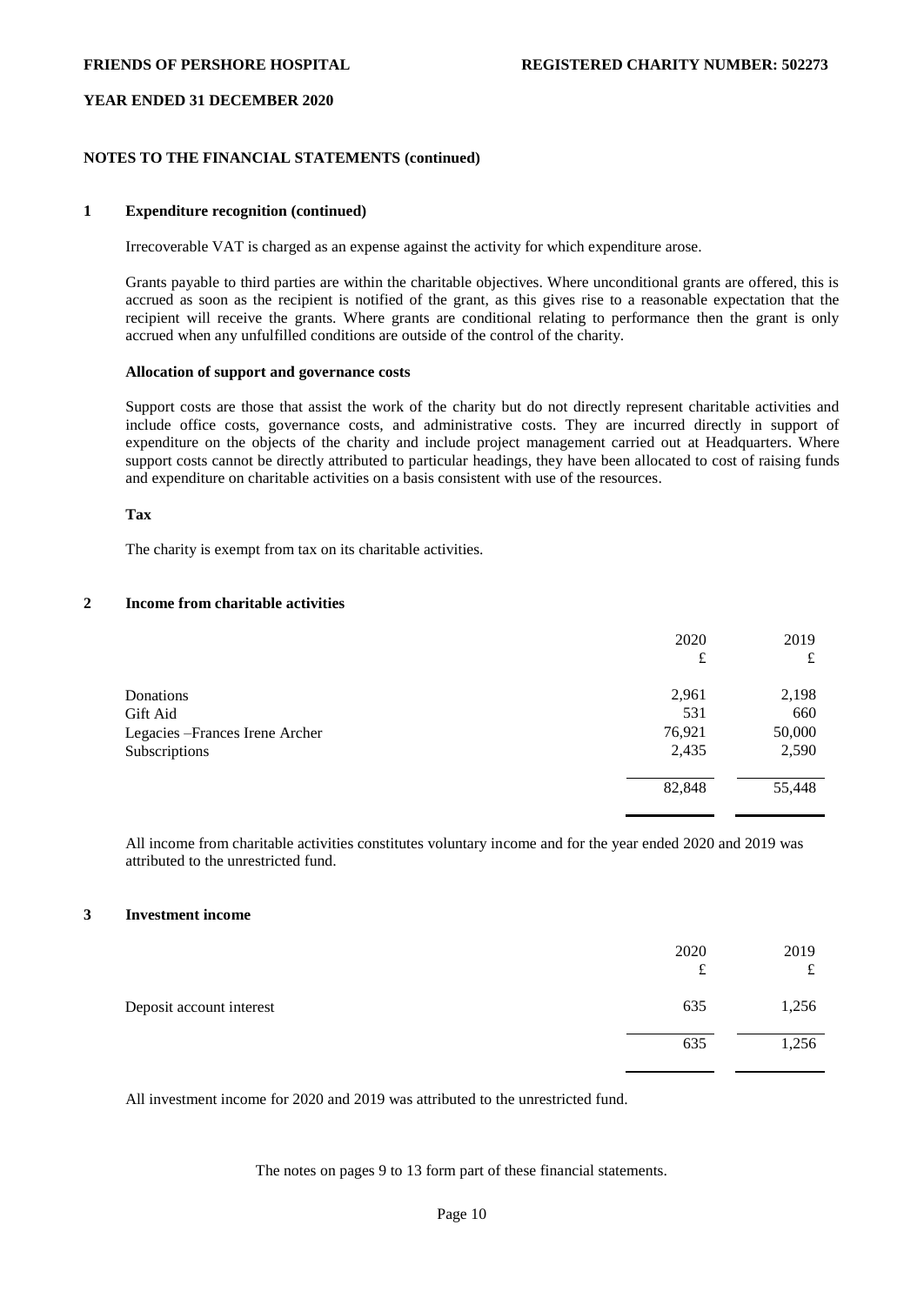## NOTES TO THE FINANCIAL STATEMENTS (continued)

### 1 Expenditure recognition (continued)

Irrecoverable VAT is charged as an expense against the activity for which expenditure arose.

Grants payable to third parties are within the charitable objectives. Where unconditional grants are offered, this is accrued as soon as the recipient is notified of the grant, as this gives rise to a reasonable expectation that the recipient will receive the grants. Where grants are conditional relating to performance then the grant is only accrued when any unfulfilled conditions are outside of the control of the charity.

**Allocation of support and governance costs**

Support costs are those that assist the work of the charity but do not directly represent charitable activities and include office costs, governance costs, and administrative costs. They are incurred directly in support of expenditure on the objects of the charity and include project management carried out at Headquarters. Where support costs cannot be directly attributed to particular headings, they have been allocated to cost of raising funds and expenditure on charitable activities on a basis consistent with use of the resources.

**Tax**

The charity is exempt from tax on its charitable activities.

### 2 Income from charitable activities

| | 2020 £ | 2019 £ |
|---|---|---|
| Donations | 2,961 | 2,198 |
| Gift Aid | 531 | 660 |
| Legacies –Frances Irene Archer | 76,921 | 50,000 |
| Subscriptions | 2,435 | 2,590 |
| | 82,848 | 55,448 |

All income from charitable activities constitutes voluntary income and for the year ended 2020 and 2019 was attributed to the unrestricted fund.

### 3 Investment income

| | 2020 £ | 2019 £ |
|---|---|---|
| Deposit account interest | 635 | 1,256 |
| | 635 | 1,256 |

All investment income for 2020 and 2019 was attributed to the unrestricted fund.

The notes on pages 9 to 13 form part of these financial statements.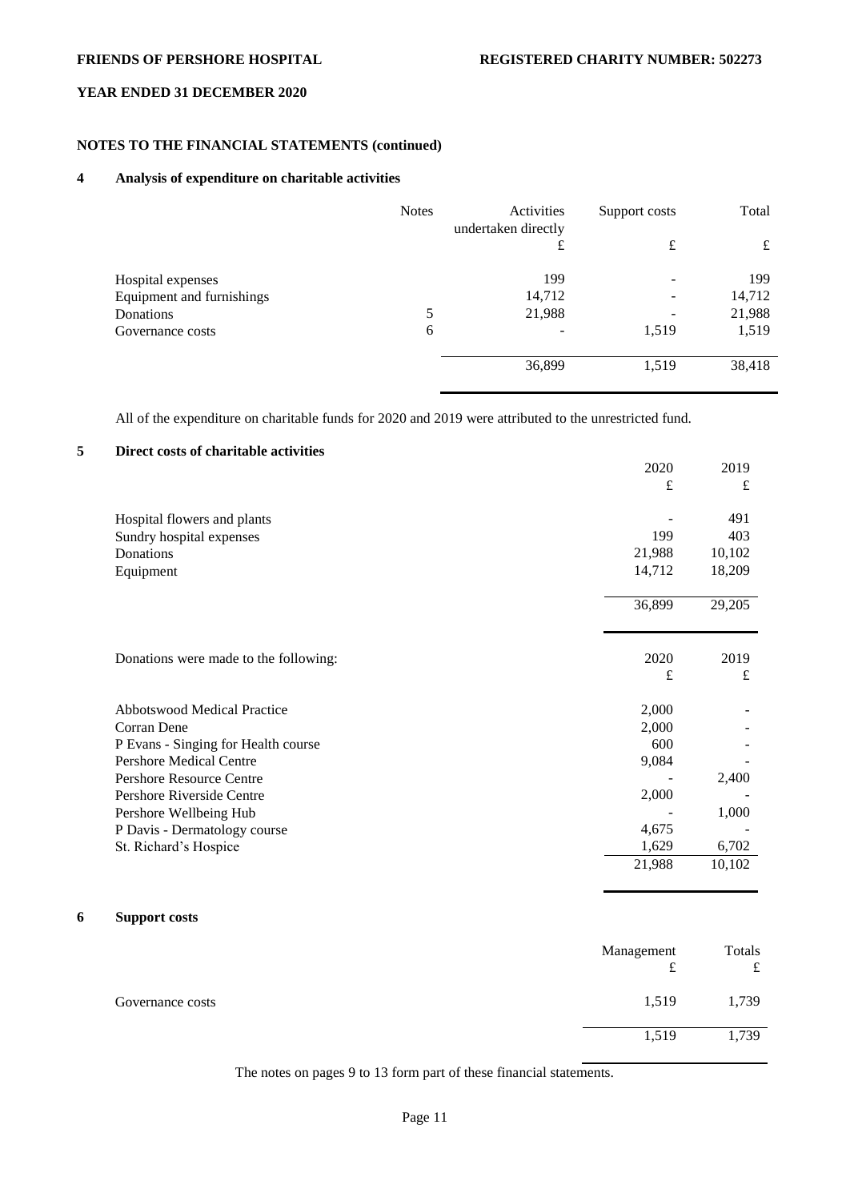**FRIENDS OF PERSHORE HOSPITAL** **REGISTERED CHARITY NUMBER: 502273**

**YEAR ENDED 31 DECEMBER 2020**

## NOTES TO THE FINANCIAL STATEMENTS (continued)

### 4 Analysis of expenditure on charitable activities

| | Notes | Activities undertaken directly | Support costs | Total |
|---|---|---|---|---|
| | | £ | £ | £ |
| Hospital expenses | | 199 | - | 199 |
| Equipment and furnishings | | 14,712 | - | 14,712 |
| Donations | 5 | 21,988 | - | 21,988 |
| Governance costs | 6 | - | 1,519 | 1,519 |
| | | 36,899 | 1,519 | 38,418 |

All of the expenditure on charitable funds for 2020 and 2019 were attributed to the unrestricted fund.

### 5 Direct costs of charitable activities

| | 2020 | 2019 |
|---|---|---|
| | £ | £ |
| Hospital flowers and plants | - | 491 |
| Sundry hospital expenses | 199 | 403 |
| Donations | 21,988 | 10,102 |
| Equipment | 14,712 | 18,209 |
| | 36,899 | 29,205 |

| Donations were made to the following: | 2020 | 2019 |
|---|---|---|
| | £ | £ |
| Abbotswood Medical Practice | 2,000 | - |
| Corran Dene | 2,000 | - |
| P Evans - Singing for Health course | 600 | - |
| Pershore Medical Centre | 9,084 | - |
| Pershore Resource Centre | - | 2,400 |
| Pershore Riverside Centre | 2,000 | - |
| Pershore Wellbeing Hub | - | 1,000 |
| P Davis - Dermatology course | 4,675 | - |
| St. Richard's Hospice | 1,629 | 6,702 |
| | 21,988 | 10,102 |

### 6 Support costs

| | Management | Totals |
|---|---|---|
| | £ | £ |
| Governance costs | 1,519 | 1,739 |
| | 1,519 | 1,739 |

The notes on pages 9 to 13 form part of these financial statements.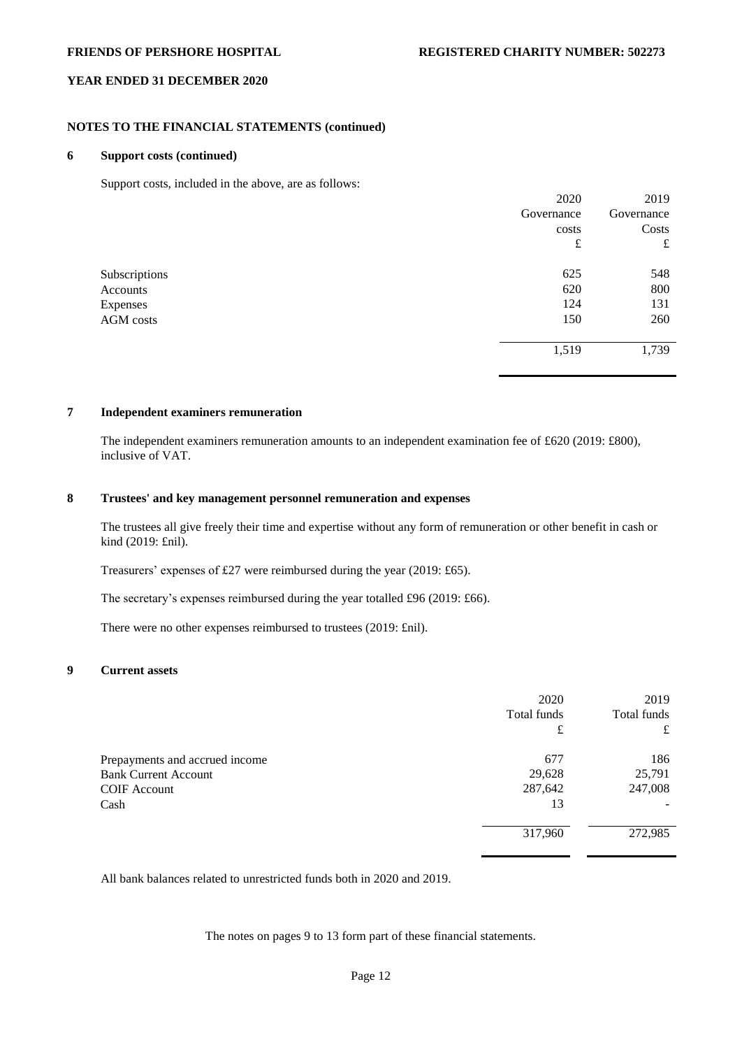## NOTES TO THE FINANCIAL STATEMENTS (continued)

### 6 Support costs (continued)

Support costs, included in the above, are as follows:

| | 2020 Governance costs £ | 2019 Governance Costs £ |
|---|---|---|
| Subscriptions | 625 | 548 |
| Accounts | 620 | 800 |
| Expenses | 124 | 131 |
| AGM costs | 150 | 260 |
| | 1,519 | 1,739 |

### 7 Independent examiners remuneration

The independent examiners remuneration amounts to an independent examination fee of £620 (2019: £800), inclusive of VAT.

### 8 Trustees' and key management personnel remuneration and expenses

The trustees all give freely their time and expertise without any form of remuneration or other benefit in cash or kind (2019: £nil).

Treasurers' expenses of £27 were reimbursed during the year (2019: £65).

The secretary's expenses reimbursed during the year totalled £96 (2019: £66).

There were no other expenses reimbursed to trustees (2019: £nil).

### 9 Current assets

| | 2020 Total funds £ | 2019 Total funds £ |
|---|---|---|
| Prepayments and accrued income | 677 | 186 |
| Bank Current Account | 29,628 | 25,791 |
| COIF Account | 287,642 | 247,008 |
| Cash | 13 | - |
| | 317,960 | 272,985 |

All bank balances related to unrestricted funds both in 2020 and 2019.

The notes on pages 9 to 13 form part of these financial statements.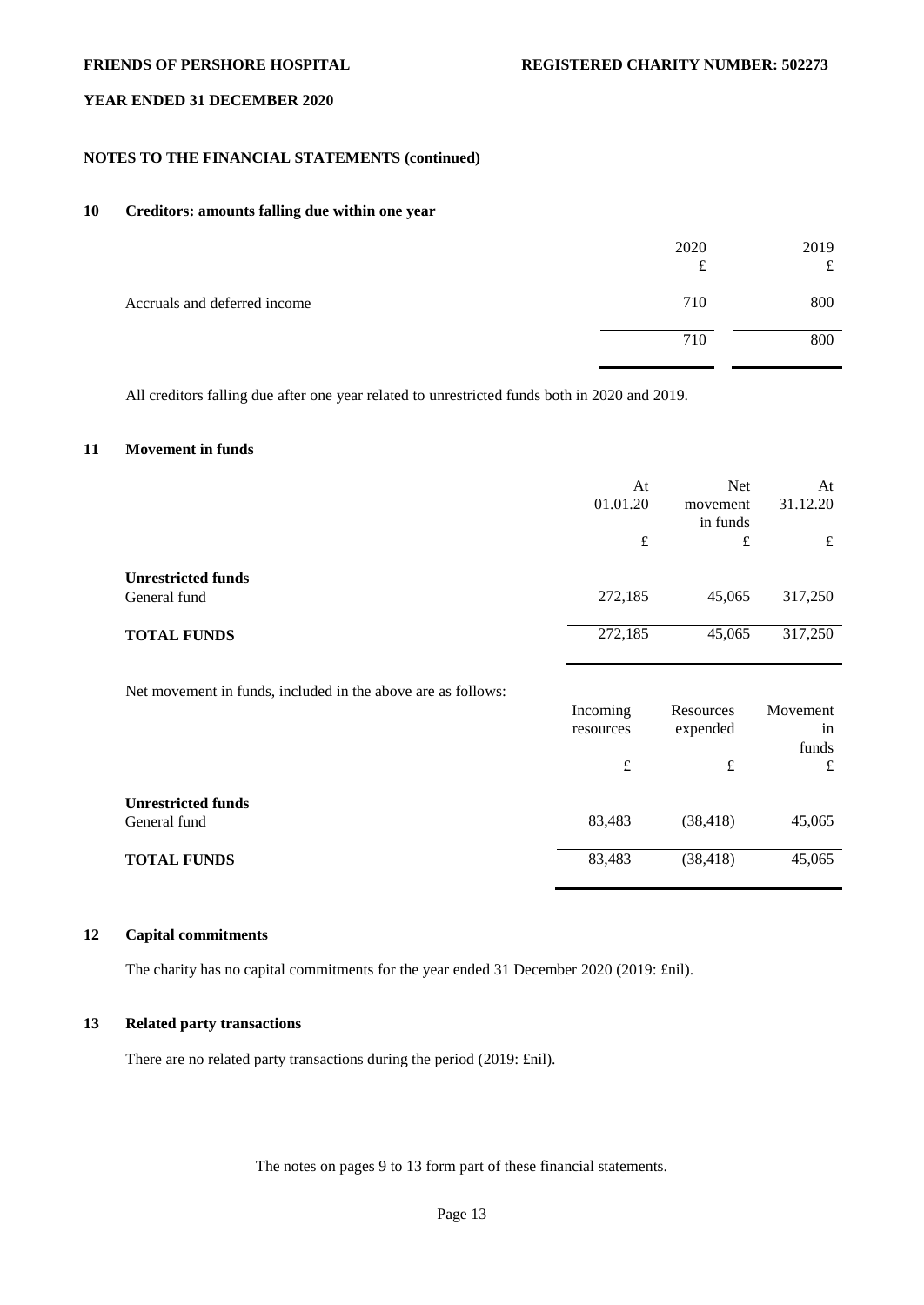**FRIENDS OF PERSHORE HOSPITAL** **REGISTERED CHARITY NUMBER: 502273**

**YEAR ENDED 31 DECEMBER 2020**

**NOTES TO THE FINANCIAL STATEMENTS (continued)**

## 10 Creditors: amounts falling due within one year

| | 2020 £ | 2019 £ |
|---|---|---|
| Accruals and deferred income | 710 | 800 |
| | 710 | 800 |

All creditors falling due after one year related to unrestricted funds both in 2020 and 2019.

## 11 Movement in funds

| | At 01.01.20 £ | Net movement in funds £ | At 31.12.20 £ |
|---|---|---|---|
| **Unrestricted funds** | | | |
| General fund | 272,185 | 45,065 | 317,250 |
| **TOTAL FUNDS** | 272,185 | 45,065 | 317,250 |

Net movement in funds, included in the above are as follows:

| | Incoming resources £ | Resources expended £ | Movement in funds £ |
|---|---|---|---|
| **Unrestricted funds** | | | |
| General fund | 83,483 | (38,418) | 45,065 |
| **TOTAL FUNDS** | 83,483 | (38,418) | 45,065 |

## 12 Capital commitments

The charity has no capital commitments for the year ended 31 December 2020 (2019: £nil).

## 13 Related party transactions

There are no related party transactions during the period (2019: £nil).

The notes on pages 9 to 13 form part of these financial statements.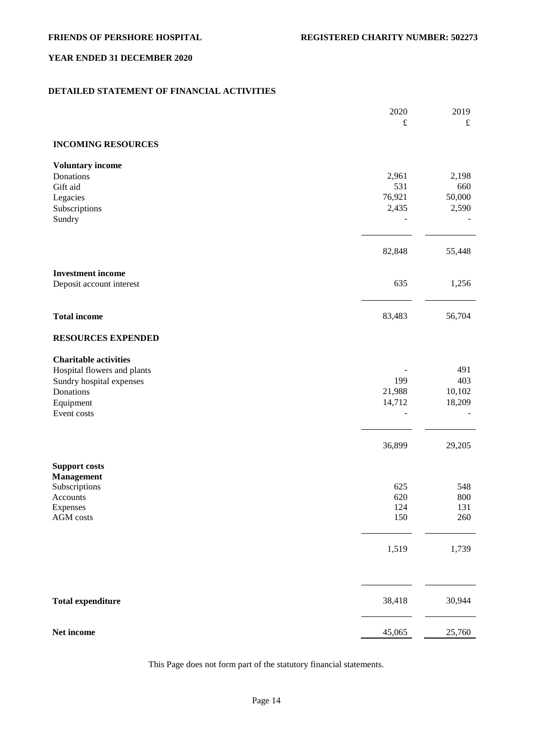**FRIENDS OF PERSHORE HOSPITAL** **REGISTERED CHARITY NUMBER: 502273**

**YEAR ENDED 31 DECEMBER 2020**

## DETAILED STATEMENT OF FINANCIAL ACTIVITIES

| | 2020 £ | 2019 £ |
|---|---|---|
| **INCOMING RESOURCES** | | |
| **Voluntary income** | | |
| Donations | 2,961 | 2,198 |
| Gift aid | 531 | 660 |
| Legacies | 76,921 | 50,000 |
| Subscriptions | 2,435 | 2,590 |
| Sundry | - | - |
| | 82,848 | 55,448 |
| **Investment income** | | |
| Deposit account interest | 635 | 1,256 |
| **Total income** | 83,483 | 56,704 |
| **RESOURCES EXPENDED** | | |
| **Charitable activities** | | |
| Hospital flowers and plants | - | 491 |
| Sundry hospital expenses | 199 | 403 |
| Donations | 21,988 | 10,102 |
| Equipment | 14,712 | 18,209 |
| Event costs | - | - |
| | 36,899 | 29,205 |
| **Support costs** | | |
| **Management** | | |
| Subscriptions | 625 | 548 |
| Accounts | 620 | 800 |
| Expenses | 124 | 131 |
| AGM costs | 150 | 260 |
| | 1,519 | 1,739 |
| **Total expenditure** | 38,418 | 30,944 |
| **Net income** | 45,065 | 25,760 |

This Page does not form part of the statutory financial statements.